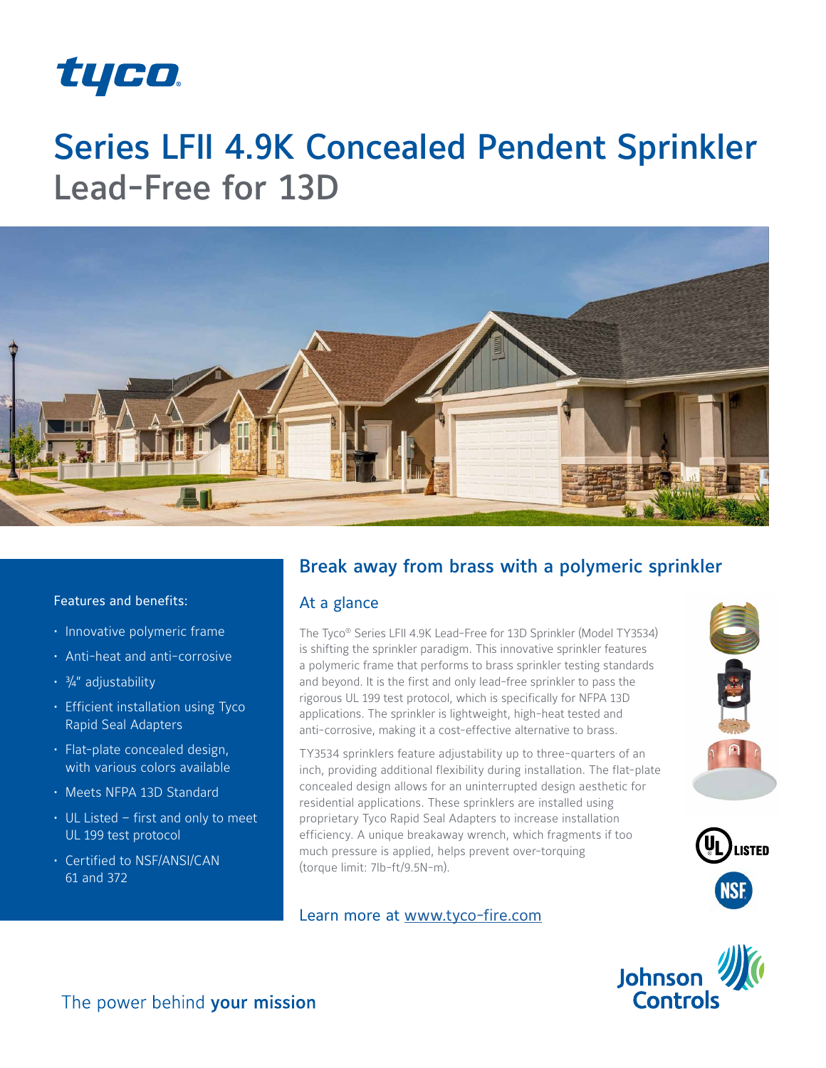tyco

# Series LFII 4.9K Concealed Pendent Sprinkler
## Lead-Free for 13D

Features and benefits:

- Innovative polymeric frame
- Anti-heat and anti-corrosive
- ¾" adjustability
- Efficient installation using Tyco Rapid Seal Adapters
- Flat-plate concealed design, with various colors available
- Meets NFPA 13D Standard
- UL Listed – first and only to meet UL 199 test protocol
- Certified to NSF/ANSI/CAN 61 and 372

## Break away from brass with a polymeric sprinkler

### At a glance

The Tyco® Series LFII 4.9K Lead-Free for 13D Sprinkler (Model TY3534) is shifting the sprinkler paradigm. This innovative sprinkler features a polymeric frame that performs to brass sprinkler testing standards and beyond. It is the first and only lead-free sprinkler to pass the rigorous UL 199 test protocol, which is specifically for NFPA 13D applications. The sprinkler is lightweight, high-heat tested and anti-corrosive, making it a cost-effective alternative to brass.

TY3534 sprinklers feature adjustability up to three-quarters of an inch, providing additional flexibility during installation. The flat-plate concealed design allows for an uninterrupted design aesthetic for residential applications. These sprinklers are installed using proprietary Tyco Rapid Seal Adapters to increase installation efficiency. A unique breakaway wrench, which fragments if too much pressure is applied, helps prevent over-torquing (torque limit: 7lb-ft/9.5N-m).

Learn more at www.tyco-fire.com

UL LISTED

NSF

Johnson Controls

The power behind **your mission**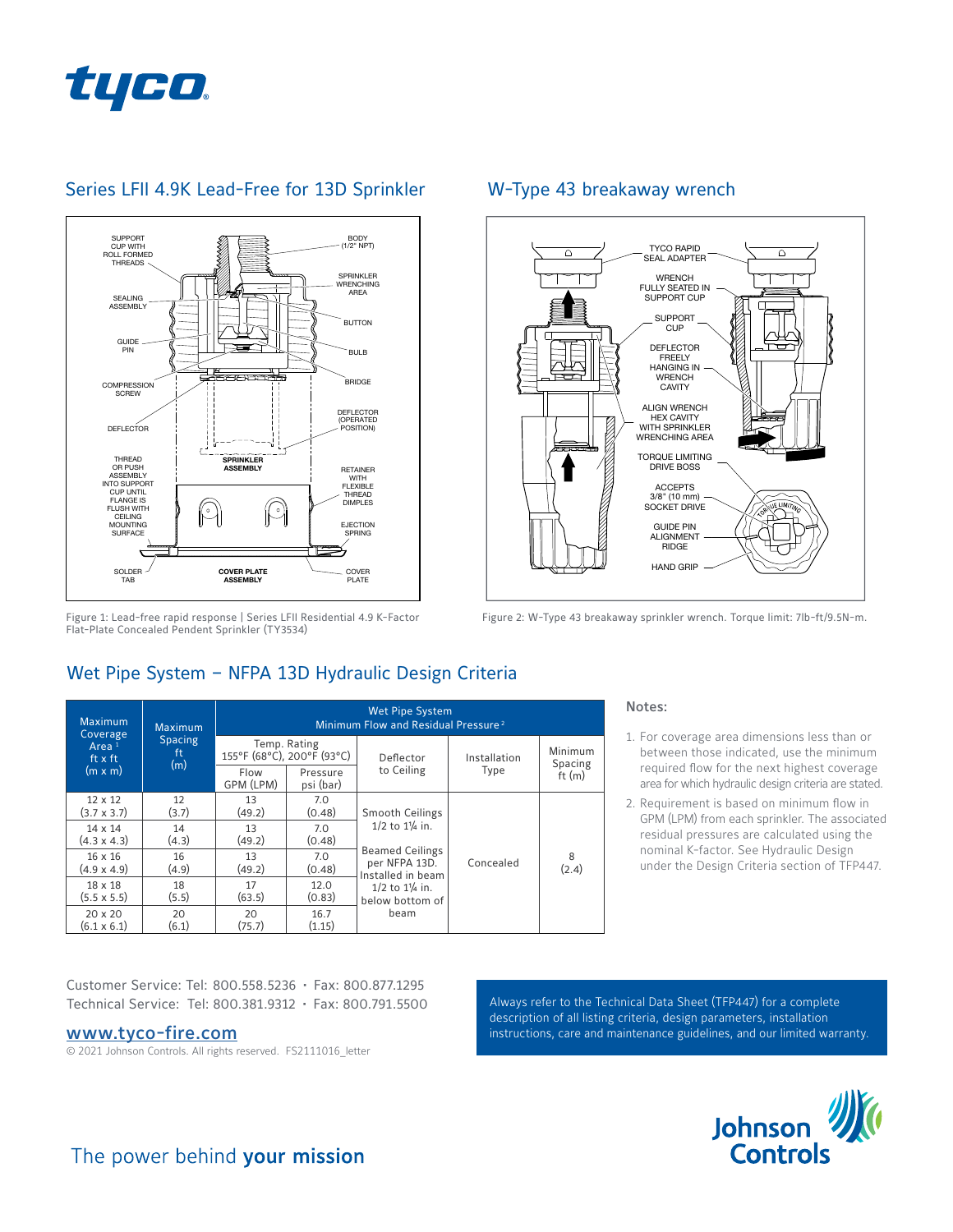## Series LFII 4.9K Lead-Free for 13D Sprinkler

SUPPORT CUP WITH ROLL FORMED THREADS
BODY (1/2" NPT)
SPRINKLER WRENCHING AREA
SEALING ASSEMBLY
BUTTON
GUIDE PIN
BULB
COMPRESSION SCREW
BRIDGE
DEFLECTOR (OPERATED POSITION)
DEFLECTOR
THREAD OR PUSH ASSEMBLY INTO SUPPORT CUP UNTIL FLANGE IS FLUSH WITH CEILING MOUNTING SURFACE
SPRINKLER ASSEMBLY
RETAINER WITH FLEXIBLE THREAD DIMPLES
EJECTION SPRING
SOLDER TAB
COVER PLATE ASSEMBLY
COVER PLATE

Figure 1: Lead-free rapid response | Series LFII Residential 4.9 K-Factor Flat-Plate Concealed Pendent Sprinkler (TY3534)

## W-Type 43 breakaway wrench

TYCO RAPID SEAL ADAPTER
WRENCH FULLY SEATED IN SUPPORT CUP
SUPPORT CUP
DEFLECTOR FREELY HANGING IN WRENCH CAVITY
ALIGN WRENCH HEX CAVITY WITH SPRINKLER WRENCHING AREA
TORQUE LIMITING DRIVE BOSS
ACCEPTS 3/8" (10 mm) SOCKET DRIVE
GUIDE PIN ALIGNMENT RIDGE
HAND GRIP
TORQUE LIMITING

Figure 2: W-Type 43 breakaway sprinkler wrench. Torque limit: 7lb-ft/9.5N-m.

## Wet Pipe System – NFPA 13D Hydraulic Design Criteria

| Maximum Coverage Area [1] ft x ft (m x m) | Maximum Spacing ft (m) | Wet Pipe System Minimum Flow and Residual Pressure [2] | | | | |
|---|---|---|---|---|---|---|
| | | Temp. Rating 155°F (68°C), 200°F (93°C) | | Deflector to Ceiling | Installation Type | Minimum Spacing ft (m) |
| | | Flow GPM (LPM) | Pressure psi (bar) | | | |
| 12 x 12 (3.7 x 3.7) | 12 (3.7) | 13 (49.2) | 7.0 (0.48) | Smooth Ceilings 1/2 to 1¼ in. Beamed Ceilings per NFPA 13D. Installed in beam 1/2 to 1¼ in. below bottom of beam | Concealed | 8 (2.4) |
| 14 x 14 (4.3 x 4.3) | 14 (4.3) | 13 (49.2) | 7.0 (0.48) | | | |
| 16 x 16 (4.9 x 4.9) | 16 (4.9) | 13 (49.2) | 7.0 (0.48) | | | |
| 18 x 18 (5.5 x 5.5) | 18 (5.5) | 17 (63.5) | 12.0 (0.83) | | | |
| 20 x 20 (6.1 x 6.1) | 20 (6.1) | 20 (75.7) | 16.7 (1.15) | | | |

**Notes:**

1. For coverage area dimensions less than or between those indicated, use the minimum required flow for the next highest coverage area for which hydraulic design criteria are stated.
2. Requirement is based on minimum flow in GPM (LPM) from each sprinkler. The associated residual pressures are calculated using the nominal K-factor. See Hydraulic Design under the Design Criteria section of TFP447.

Customer Service: Tel: 800.558.5236 · Fax: 800.877.1295
Technical Service: Tel: 800.381.9312 · Fax: 800.791.5500

www.tyco-fire.com

© 2021 Johnson Controls. All rights reserved. FS2111016_letter

Always refer to the Technical Data Sheet (TFP447) for a complete description of all listing criteria, design parameters, installation instructions, care and maintenance guidelines, and our limited warranty.

The power behind **your mission**